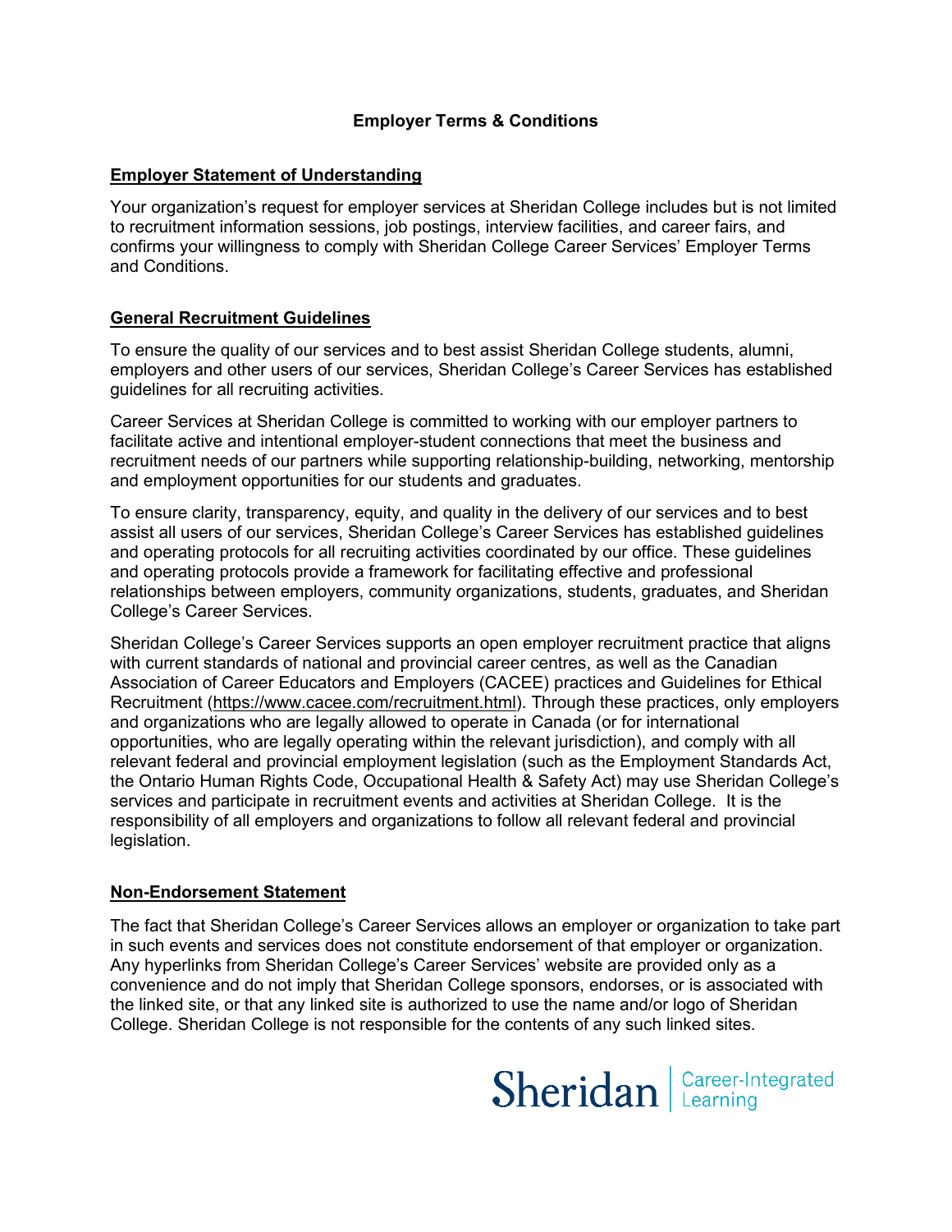# Employer Terms & Conditions

## Employer Statement of Understanding

Your organization's request for employer services at Sheridan College includes but is not limited to recruitment information sessions, job postings, interview facilities, and career fairs, and confirms your willingness to comply with Sheridan College Career Services' Employer Terms and Conditions.

## General Recruitment Guidelines

To ensure the quality of our services and to best assist Sheridan College students, alumni, employers and other users of our services, Sheridan College's Career Services has established guidelines for all recruiting activities.

Career Services at Sheridan College is committed to working with our employer partners to facilitate active and intentional employer-student connections that meet the business and recruitment needs of our partners while supporting relationship-building, networking, mentorship and employment opportunities for our students and graduates.

To ensure clarity, transparency, equity, and quality in the delivery of our services and to best assist all users of our services, Sheridan College's Career Services has established guidelines and operating protocols for all recruiting activities coordinated by our office. These guidelines and operating protocols provide a framework for facilitating effective and professional relationships between employers, community organizations, students, graduates, and Sheridan College's Career Services.

Sheridan College's Career Services supports an open employer recruitment practice that aligns with current standards of national and provincial career centres, as well as the Canadian Association of Career Educators and Employers (CACEE) practices and Guidelines for Ethical Recruitment (https://www.cacee.com/recruitment.html). Through these practices, only employers and organizations who are legally allowed to operate in Canada (or for international opportunities, who are legally operating within the relevant jurisdiction), and comply with all relevant federal and provincial employment legislation (such as the Employment Standards Act, the Ontario Human Rights Code, Occupational Health & Safety Act) may use Sheridan College's services and participate in recruitment events and activities at Sheridan College. It is the responsibility of all employers and organizations to follow all relevant federal and provincial legislation.

## Non-Endorsement Statement

The fact that Sheridan College's Career Services allows an employer or organization to take part in such events and services does not constitute endorsement of that employer or organization. Any hyperlinks from Sheridan College's Career Services' website are provided only as a convenience and do not imply that Sheridan College sponsors, endorses, or is associated with the linked site, or that any linked site is authorized to use the name and/or logo of Sheridan College. Sheridan College is not responsible for the contents of any such linked sites.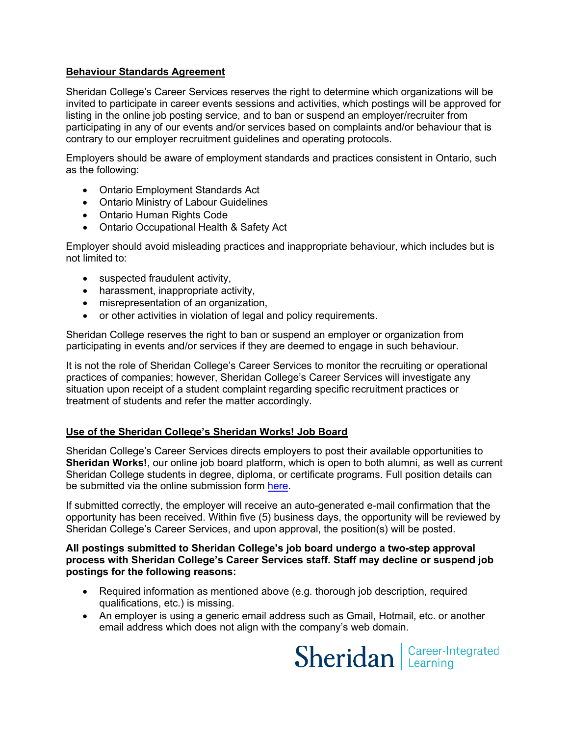## **Behaviour Standards Agreement**

Sheridan College's Career Services reserves the right to determine which organizations will be invited to participate in career events sessions and activities, which postings will be approved for listing in the online job posting service, and to ban or suspend an employer/recruiter from participating in any of our events and/or services based on complaints and/or behaviour that is contrary to our employer recruitment guidelines and operating protocols.

Employers should be aware of employment standards and practices consistent in Ontario, such as the following:

- Ontario Employment Standards Act
- Ontario Ministry of Labour Guidelines
- Ontario Human Rights Code
- Ontario Occupational Health & Safety Act

Employer should avoid misleading practices and inappropriate behaviour, which includes but is not limited to:

- suspected fraudulent activity,
- harassment, inappropriate activity,
- misrepresentation of an organization,
- or other activities in violation of legal and policy requirements.

Sheridan College reserves the right to ban or suspend an employer or organization from participating in events and/or services if they are deemed to engage in such behaviour.

It is not the role of Sheridan College's Career Services to monitor the recruiting or operational practices of companies; however, Sheridan College's Career Services will investigate any situation upon receipt of a student complaint regarding specific recruitment practices or treatment of students and refer the matter accordingly.

## **Use of the Sheridan College's Sheridan Works! Job Board**

Sheridan College's Career Services directs employers to post their available opportunities to **Sheridan Works!**, our online job board platform, which is open to both alumni, as well as current Sheridan College students in degree, diploma, or certificate programs. Full position details can be submitted via the online submission form here.

If submitted correctly, the employer will receive an auto-generated e-mail confirmation that the opportunity has been received. Within five (5) business days, the opportunity will be reviewed by Sheridan College's Career Services, and upon approval, the position(s) will be posted.

**All postings submitted to Sheridan College's job board undergo a two-step approval process with Sheridan College's Career Services staff. Staff may decline or suspend job postings for the following reasons:**

- Required information as mentioned above (e.g. thorough job description, required qualifications, etc.) is missing.
- An employer is using a generic email address such as Gmail, Hotmail, etc. or another email address which does not align with the company's web domain.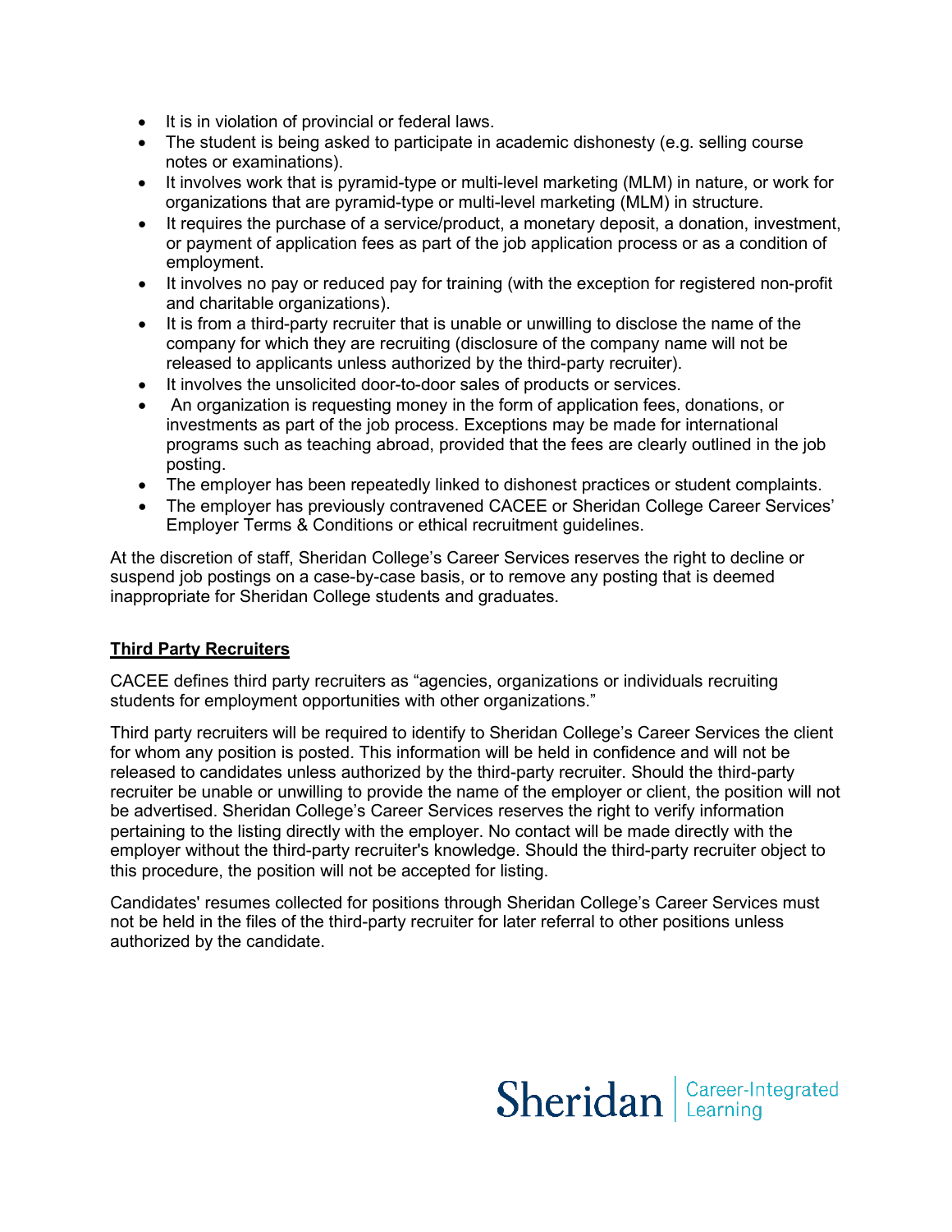- It is in violation of provincial or federal laws.
- The student is being asked to participate in academic dishonesty (e.g. selling course notes or examinations).
- It involves work that is pyramid-type or multi-level marketing (MLM) in nature, or work for organizations that are pyramid-type or multi-level marketing (MLM) in structure.
- It requires the purchase of a service/product, a monetary deposit, a donation, investment, or payment of application fees as part of the job application process or as a condition of employment.
- It involves no pay or reduced pay for training (with the exception for registered non-profit and charitable organizations).
- It is from a third-party recruiter that is unable or unwilling to disclose the name of the company for which they are recruiting (disclosure of the company name will not be released to applicants unless authorized by the third-party recruiter).
- It involves the unsolicited door-to-door sales of products or services.
- An organization is requesting money in the form of application fees, donations, or investments as part of the job process. Exceptions may be made for international programs such as teaching abroad, provided that the fees are clearly outlined in the job posting.
- The employer has been repeatedly linked to dishonest practices or student complaints.
- The employer has previously contravened CACEE or Sheridan College Career Services' Employer Terms & Conditions or ethical recruitment guidelines.

At the discretion of staff, Sheridan College's Career Services reserves the right to decline or suspend job postings on a case-by-case basis, or to remove any posting that is deemed inappropriate for Sheridan College students and graduates.

## Third Party Recruiters

CACEE defines third party recruiters as "agencies, organizations or individuals recruiting students for employment opportunities with other organizations."

Third party recruiters will be required to identify to Sheridan College's Career Services the client for whom any position is posted. This information will be held in confidence and will not be released to candidates unless authorized by the third-party recruiter. Should the third-party recruiter be unable or unwilling to provide the name of the employer or client, the position will not be advertised. Sheridan College's Career Services reserves the right to verify information pertaining to the listing directly with the employer. No contact will be made directly with the employer without the third-party recruiter's knowledge. Should the third-party recruiter object to this procedure, the position will not be accepted for listing.

Candidates' resumes collected for positions through Sheridan College's Career Services must not be held in the files of the third-party recruiter for later referral to other positions unless authorized by the candidate.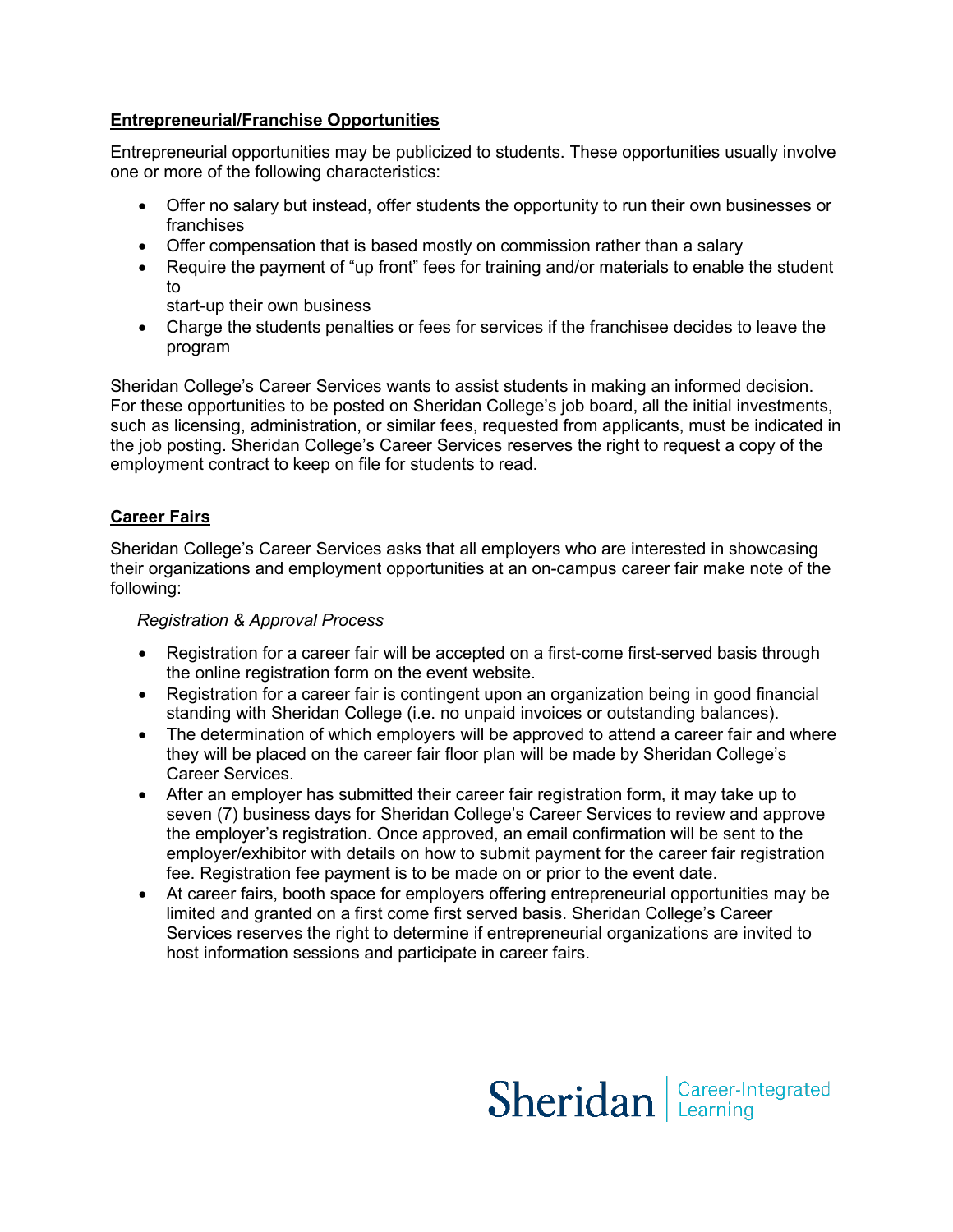## Entrepreneurial/Franchise Opportunities

Entrepreneurial opportunities may be publicized to students. These opportunities usually involve one or more of the following characteristics:

- Offer no salary but instead, offer students the opportunity to run their own businesses or franchises
- Offer compensation that is based mostly on commission rather than a salary
- Require the payment of "up front" fees for training and/or materials to enable the student to start-up their own business
- Charge the students penalties or fees for services if the franchisee decides to leave the program

Sheridan College's Career Services wants to assist students in making an informed decision. For these opportunities to be posted on Sheridan College's job board, all the initial investments, such as licensing, administration, or similar fees, requested from applicants, must be indicated in the job posting. Sheridan College's Career Services reserves the right to request a copy of the employment contract to keep on file for students to read.

## Career Fairs

Sheridan College's Career Services asks that all employers who are interested in showcasing their organizations and employment opportunities at an on-campus career fair make note of the following:

*Registration & Approval Process*

- Registration for a career fair will be accepted on a first-come first-served basis through the online registration form on the event website.
- Registration for a career fair is contingent upon an organization being in good financial standing with Sheridan College (i.e. no unpaid invoices or outstanding balances).
- The determination of which employers will be approved to attend a career fair and where they will be placed on the career fair floor plan will be made by Sheridan College's Career Services.
- After an employer has submitted their career fair registration form, it may take up to seven (7) business days for Sheridan College's Career Services to review and approve the employer's registration. Once approved, an email confirmation will be sent to the employer/exhibitor with details on how to submit payment for the career fair registration fee. Registration fee payment is to be made on or prior to the event date.
- At career fairs, booth space for employers offering entrepreneurial opportunities may be limited and granted on a first come first served basis. Sheridan College's Career Services reserves the right to determine if entrepreneurial organizations are invited to host information sessions and participate in career fairs.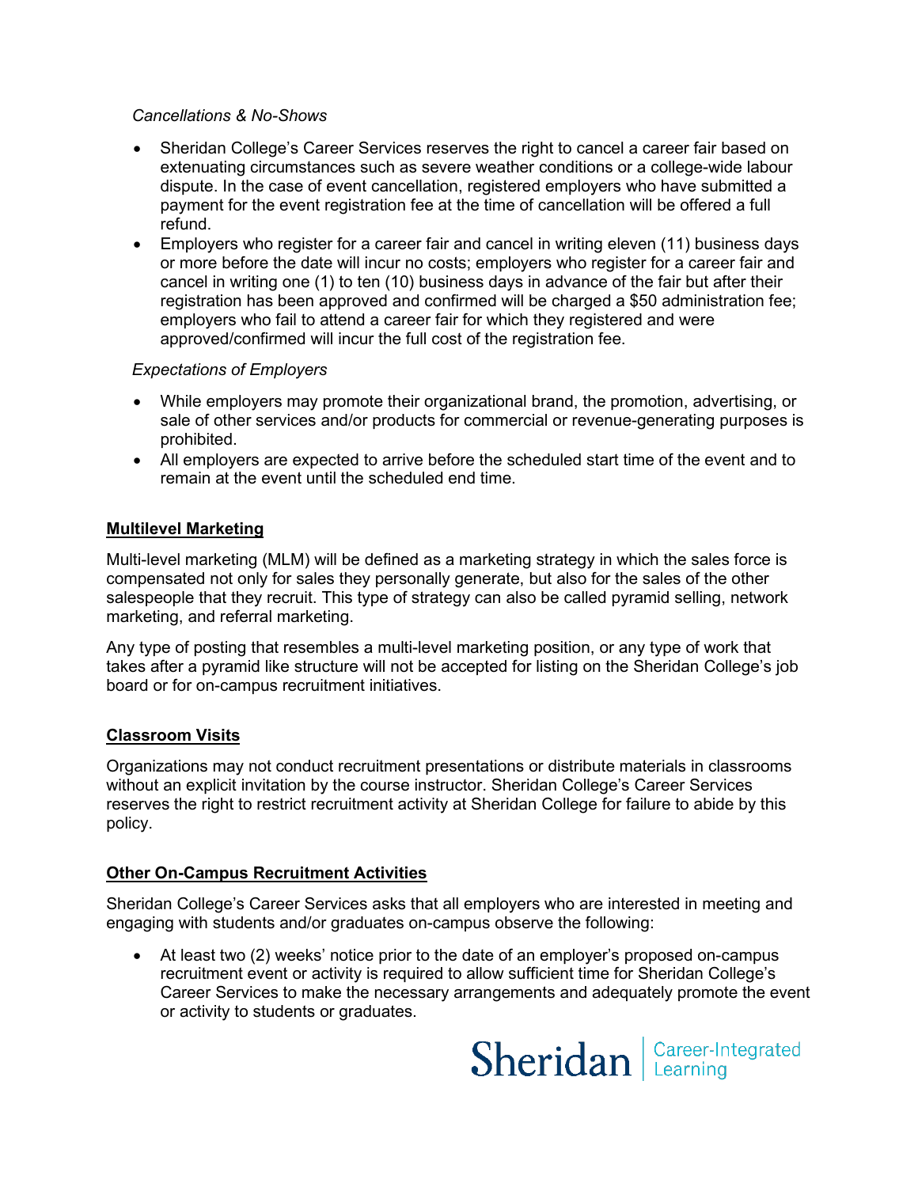*Cancellations & No-Shows*

- Sheridan College's Career Services reserves the right to cancel a career fair based on extenuating circumstances such as severe weather conditions or a college-wide labour dispute. In the case of event cancellation, registered employers who have submitted a payment for the event registration fee at the time of cancellation will be offered a full refund.
- Employers who register for a career fair and cancel in writing eleven (11) business days or more before the date will incur no costs; employers who register for a career fair and cancel in writing one (1) to ten (10) business days in advance of the fair but after their registration has been approved and confirmed will be charged a $50 administration fee; employers who fail to attend a career fair for which they registered and were approved/confirmed will incur the full cost of the registration fee.

*Expectations of Employers*

- While employers may promote their organizational brand, the promotion, advertising, or sale of other services and/or products for commercial or revenue-generating purposes is prohibited.
- All employers are expected to arrive before the scheduled start time of the event and to remain at the event until the scheduled end time.

## Multilevel Marketing

Multi-level marketing (MLM) will be defined as a marketing strategy in which the sales force is compensated not only for sales they personally generate, but also for the sales of the other salespeople that they recruit. This type of strategy can also be called pyramid selling, network marketing, and referral marketing.

Any type of posting that resembles a multi-level marketing position, or any type of work that takes after a pyramid like structure will not be accepted for listing on the Sheridan College's job board or for on-campus recruitment initiatives.

## Classroom Visits

Organizations may not conduct recruitment presentations or distribute materials in classrooms without an explicit invitation by the course instructor. Sheridan College's Career Services reserves the right to restrict recruitment activity at Sheridan College for failure to abide by this policy.

## Other On-Campus Recruitment Activities

Sheridan College's Career Services asks that all employers who are interested in meeting and engaging with students and/or graduates on-campus observe the following:

- At least two (2) weeks' notice prior to the date of an employer's proposed on-campus recruitment event or activity is required to allow sufficient time for Sheridan College's Career Services to make the necessary arrangements and adequately promote the event or activity to students or graduates.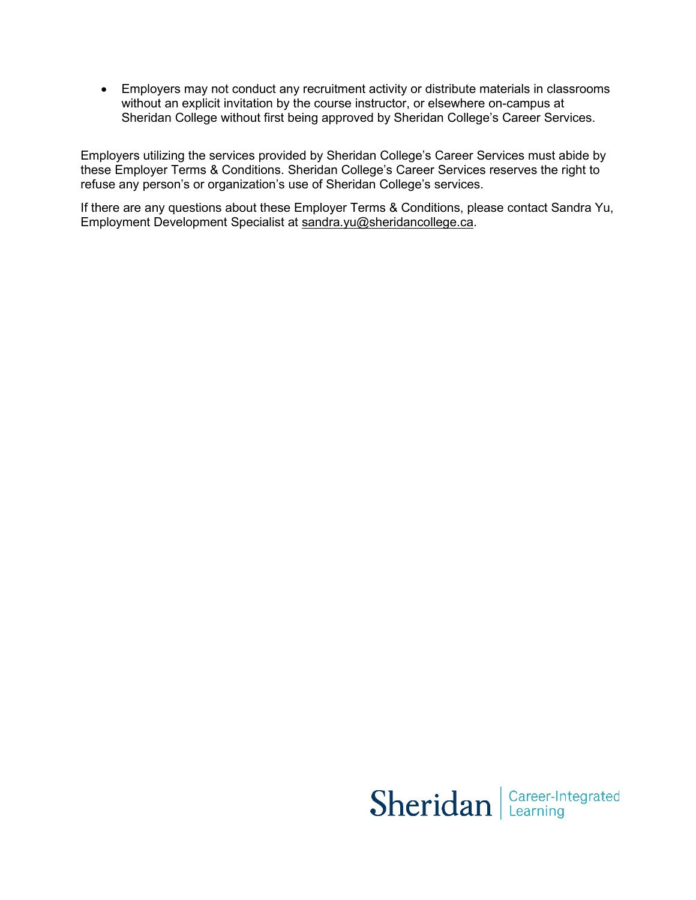- Employers may not conduct any recruitment activity or distribute materials in classrooms without an explicit invitation by the course instructor, or elsewhere on-campus at Sheridan College without first being approved by Sheridan College's Career Services.

Employers utilizing the services provided by Sheridan College's Career Services must abide by these Employer Terms & Conditions. Sheridan College's Career Services reserves the right to refuse any person's or organization's use of Sheridan College's services.

If there are any questions about these Employer Terms & Conditions, please contact Sandra Yu, Employment Development Specialist at sandra.yu@sheridancollege.ca.

Sheridan | Career-Integrated Learning